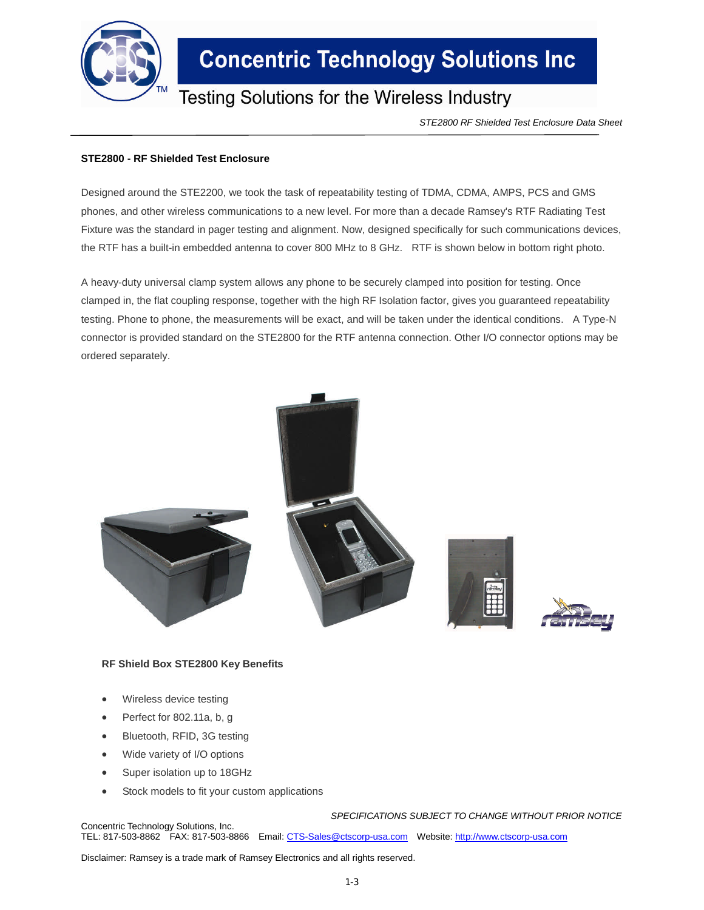# Concentric Technology Solutions Inc

Testing Solutions for the Wireless Industry

*STE2800 RF Shielded Test Enclosure Data Sheet*

**STE2800 - RF Shielded Test Enclosure**

Designed around the STE2200, we took the task of repeatability testing of TDMA, CDMA, AMPS, PCS and GMS phones, and other wireless communications to a new level. For more than a decade Ramsey's RTF Radiating Test Fixture was the standard in pager testing and alignment. Now, designed specifically for such communications devices, the RTF has a built-in embedded antenna to cover 800 MHz to 8 GHz. RTF is shown below in bottom right photo.

A heavy-duty universal clamp system allows any phone to be securely clamped into position for testing. Once clamped in, the flat coupling response, together with the high RF Isolation factor, gives you guaranteed repeatability testing. Phone to phone, the measurements will be exact, and will be taken under the identical conditions. A Type-N connector is provided standard on the STE2800 for the RTF antenna connection. Other I/O connector options may be ordered separately.

**RF Shield Box STE2800 Key Benefits**

- Wireless device testing
- Perfect for 802.11a, b, g
- Bluetooth, RFID, 3G testing
- Wide variety of I/O options
- Super isolation up to 18GHz
- Stock models to fit your custom applications

*SPECIFICATIONS SUBJECT TO CHANGE WITHOUT PRIOR NOTICE*

Concentric Technology Solutions, Inc.
TEL: 817-503-8862 FAX: 817-503-8866 Email: CTS-Sales@ctscorp-usa.com Website: http://www.ctscorp-usa.com

Disclaimer: Ramsey is a trade mark of Ramsey Electronics and all rights reserved.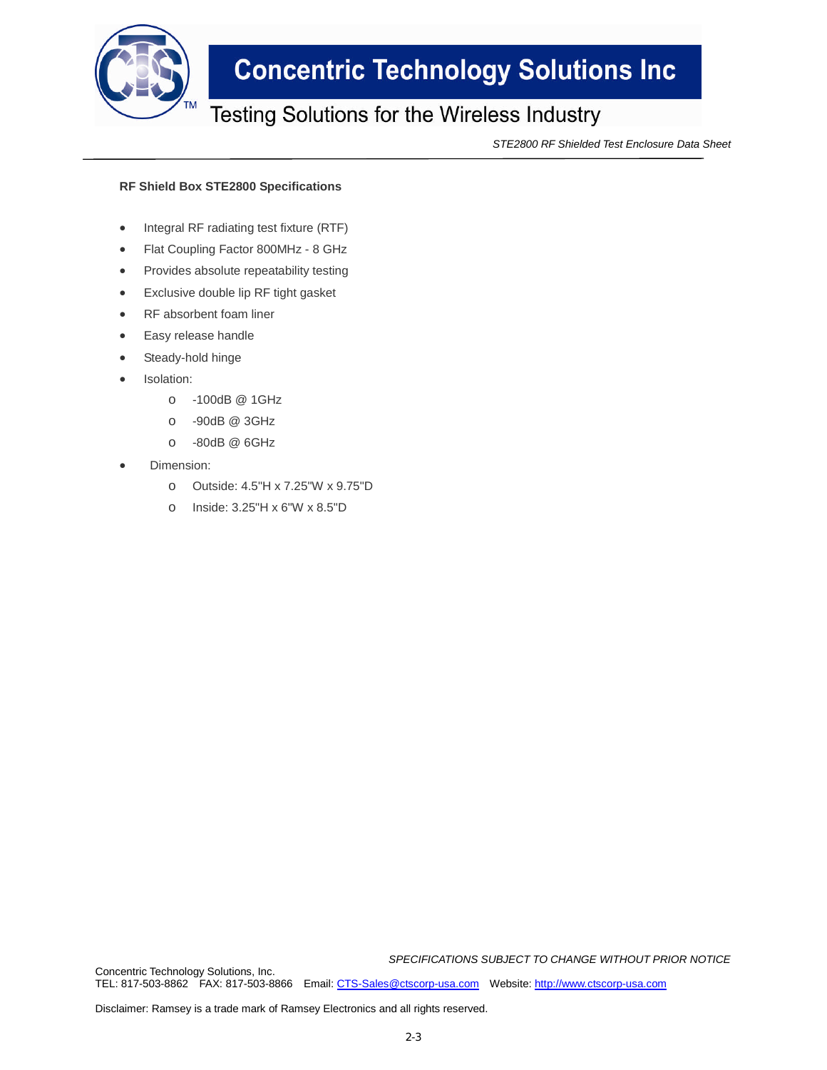## RF Shield Box STE2800 Specifications

- Integral RF radiating test fixture (RTF)
- Flat Coupling Factor 800MHz - 8 GHz
- Provides absolute repeatability testing
- Exclusive double lip RF tight gasket
- RF absorbent foam liner
- Easy release handle
- Steady-hold hinge
- Isolation:
  - -100dB @ 1GHz
  - -90dB @ 3GHz
  - -80dB @ 6GHz
- Dimension:
  - Outside: 4.5"H x 7.25"W x 9.75"D
  - Inside: 3.25"H x 6"W x 8.5"D

*SPECIFICATIONS SUBJECT TO CHANGE WITHOUT PRIOR NOTICE*

Concentric Technology Solutions, Inc.
TEL: 817-503-8862 FAX: 817-503-8866 Email: CTS-Sales@ctscorp-usa.com Website: http://www.ctscorp-usa.com

Disclaimer: Ramsey is a trade mark of Ramsey Electronics and all rights reserved.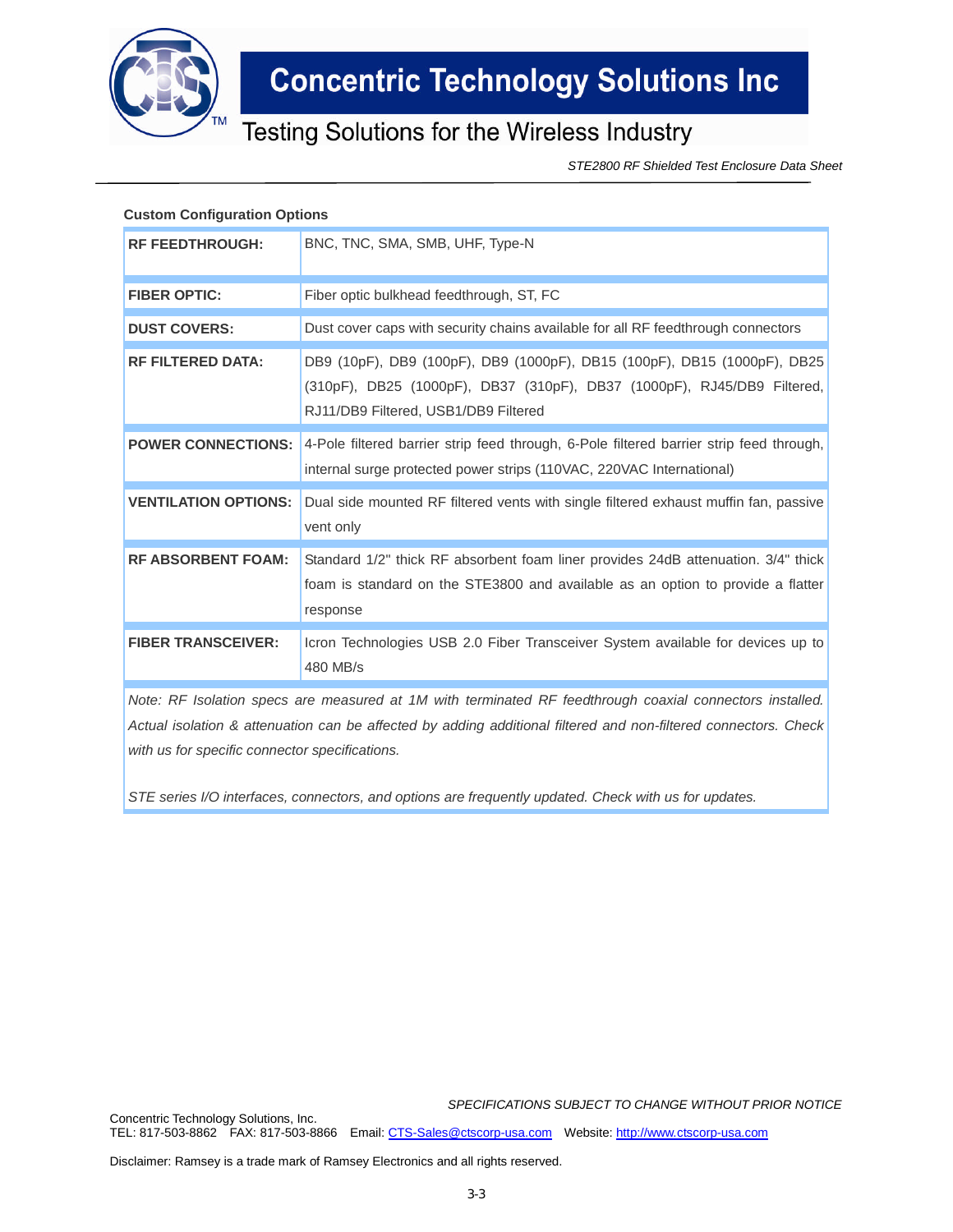**Custom Configuration Options**

| | |
|---|---|
| **RF FEEDTHROUGH:** | BNC, TNC, SMA, SMB, UHF, Type-N |
| **FIBER OPTIC:** | Fiber optic bulkhead feedthrough, ST, FC |
| **DUST COVERS:** | Dust cover caps with security chains available for all RF feedthrough connectors |
| **RF FILTERED DATA:** | DB9 (10pF), DB9 (100pF), DB9 (1000pF), DB15 (100pF), DB15 (1000pF), DB25 (310pF), DB25 (1000pF), DB37 (310pF), DB37 (1000pF), RJ45/DB9 Filtered, RJ11/DB9 Filtered, USB1/DB9 Filtered |
| **POWER CONNECTIONS:** | 4-Pole filtered barrier strip feed through, 6-Pole filtered barrier strip feed through, internal surge protected power strips (110VAC, 220VAC International) |
| **VENTILATION OPTIONS:** | Dual side mounted RF filtered vents with single filtered exhaust muffin fan, passive vent only |
| **RF ABSORBENT FOAM:** | Standard 1/2" thick RF absorbent foam liner provides 24dB attenuation. 3/4" thick foam is standard on the STE3800 and available as an option to provide a flatter response |
| **FIBER TRANSCEIVER:** | Icron Technologies USB 2.0 Fiber Transceiver System available for devices up to 480 MB/s |

*Note: RF Isolation specs are measured at 1M with terminated RF feedthrough coaxial connectors installed. Actual isolation & attenuation can be affected by adding additional filtered and non-filtered connectors. Check with us for specific connector specifications.*

*STE series I/O interfaces, connectors, and options are frequently updated. Check with us for updates.*

*SPECIFICATIONS SUBJECT TO CHANGE WITHOUT PRIOR NOTICE*

Concentric Technology Solutions, Inc.
TEL: 817-503-8862 FAX: 817-503-8866 Email: CTS-Sales@ctscorp-usa.com Website: http://www.ctscorp-usa.com

Disclaimer: Ramsey is a trade mark of Ramsey Electronics and all rights reserved.